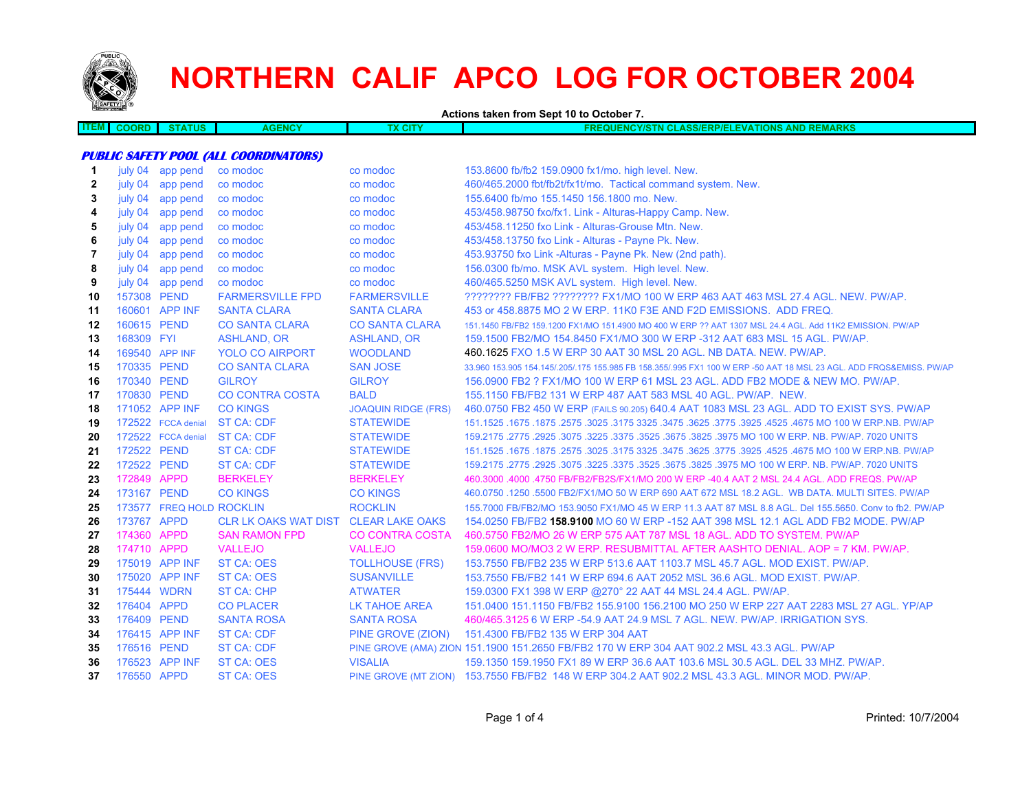# NORTHERN CALIF APCO LOG FOR OCTOBER 2004

**Actions taken from Sept 10 to October 7.**

| ITEM | COORD | STATUS | AGENCY | TX CITY | FREQUENCY/STN CLASS/ERP/ELEVATIONS AND REMARKS |
|---|---|---|---|---|---|
| ***PUBLIC SAFETY POOL (ALL COORDINATORS)*** | | | | | |
| 1 | july 04 | app pend | co modoc | co modoc | 153.8600 fb/fb2 159.0900 fx1/mo. high level. New. |
| 2 | july 04 | app pend | co modoc | co modoc | 460/465.2000 fbt/fb2t/fx1t/mo. Tactical command system. New. |
| 3 | july 04 | app pend | co modoc | co modoc | 155.6400 fb/mo 155.1450 156.1800 mo. New. |
| 4 | july 04 | app pend | co modoc | co modoc | 453/458.98750 fxo/fx1. Link - Alturas-Happy Camp. New. |
| 5 | july 04 | app pend | co modoc | co modoc | 453/458.11250 fxo Link - Alturas-Grouse Mtn. New. |
| 6 | july 04 | app pend | co modoc | co modoc | 453/458.13750 fxo Link - Alturas - Payne Pk. New. |
| 7 | july 04 | app pend | co modoc | co modoc | 453.93750 fxo Link -Alturas - Payne Pk. New (2nd path). |
| 8 | july 04 | app pend | co modoc | co modoc | 156.0300 fb/mo. MSK AVL system. High level. New. |
| 9 | july 04 | app pend | co modoc | co modoc | 460/465.5250 MSK AVL system. High level. New. |
| 10 | 157308 | PEND | FARMERSVILLE FPD | FARMERSVILLE | ???????? FB/FB2 ???????? FX1/MO 100 W ERP 463 AAT 463 MSL 27.4 AGL. NEW. PW/AP. |
| 11 | 160601 | APP INF | SANTA CLARA | SANTA CLARA | 453 or 458.8875 MO 2 W ERP. 11K0 F3E AND F2D EMISSIONS. ADD FREQ. |
| 12 | 160615 | PEND | CO SANTA CLARA | CO SANTA CLARA | 151.1450 FB/FB2 159.1200 FX1/MO 151.4900 MO 400 W ERP ?? AAT 1307 MSL 24.4 AGL. Add 11K2 EMISSION. PW/AP |
| 13 | 168309 | FYI | ASHLAND, OR | ASHLAND, OR | 159.1500 FB2/MO 154.8450 FX1/MO 300 W ERP -312 AAT 683 MSL 15 AGL. PW/AP. |
| 14 | 169540 | APP INF | YOLO CO AIRPORT | WOODLAND | 460.1625 FXO 1.5 W ERP 30 AAT 30 MSL 20 AGL. NB DATA. NEW. PW/AP. |
| 15 | 170335 | PEND | CO SANTA CLARA | SAN JOSE | 33.960 153.905 154.145/.205/.175 155.985 FB 158.355/.995 FX1 100 W ERP -50 AAT 18 MSL 23 AGL. ADD FRQS&EMISS. PW/AP |
| 16 | 170340 | PEND | GILROY | GILROY | 156.0900 FB2 ? FX1/MO 100 W ERP 61 MSL 23 AGL. ADD FB2 MODE & NEW MO. PW/AP. |
| 17 | 170830 | PEND | CO CONTRA COSTA | BALD | 155.1150 FB/FB2 131 W ERP 487 AAT 583 MSL 40 AGL. PW/AP. NEW. |
| 18 | 171052 | APP INF | CO KINGS | JOAQUIN RIDGE (FRS) | 460.0750 FB2 450 W ERP (FAILS 90.205) 640.4 AAT 1083 MSL 23 AGL. ADD TO EXIST SYS. PW/AP |
| 19 | 172522 | FCCA denial | ST CA: CDF | STATEWIDE | 151.1525 .1675 .1875 .2575 .3025 .3175 3325 .3475 .3625 .3775 .3925 .4525 .4675 MO 100 W ERP.NB. PW/AP |
| 20 | 172522 | FCCA denial | ST CA: CDF | STATEWIDE | 159.2175 .2775 .2925 .3075 .3225 .3375 .3525 .3675 .3825 .3975 MO 100 W ERP. NB. PW/AP. 7020 UNITS |
| 21 | 172522 | PEND | ST CA: CDF | STATEWIDE | 151.1525 .1675 .1875 .2575 .3025 .3175 3325 .3475 .3625 .3775 .3925 .4525 .4675 MO 100 W ERP.NB. PW/AP |
| 22 | 172522 | PEND | ST CA: CDF | STATEWIDE | 159.2175 .2775 .2925 .3075 .3225 .3375 .3525 .3675 .3825 .3975 MO 100 W ERP. NB. PW/AP. 7020 UNITS |
| 23 | 172849 | APPD | BERKELEY | BERKELEY | 460.3000 .4000 .4750 FB/FB2/FB2S/FX1/MO 200 W ERP -40.4 AAT 2 MSL 24.4 AGL. ADD FREQS. PW/AP |
| 24 | 173167 | PEND | CO KINGS | CO KINGS | 460.0750 .1250 .5500 FB2/FX1/MO 50 W ERP 690 AAT 672 MSL 18.2 AGL. WB DATA. MULTI SITES. PW/AP |
| 25 | 173577 | FREQ HOLD | ROCKLIN | ROCKLIN | 155.7000 FB/FB2/MO 153.9050 FX1/MO 45 W ERP 11.3 AAT 87 MSL 8.8 AGL. Del 155.5650. Conv to fb2. PW/AP |
| 26 | 173767 | APPD | CLR LK OAKS WAT DIST | CLEAR LAKE OAKS | 154.0250 FB/FB2 **158.9100** MO 60 W ERP -152 AAT 398 MSL 12.1 AGL ADD FB2 MODE. PW/AP |
| 27 | 174360 | APPD | SAN RAMON FPD | CO CONTRA COSTA | 460.5750 FB2/MO 26 W ERP 575 AAT 787 MSL 18 AGL. ADD TO SYSTEM. PW/AP |
| 28 | 174710 | APPD | VALLEJO | VALLEJO | 159.0600 MO/MO3 2 W ERP. RESUBMITTAL AFTER AASHTO DENIAL. AOP = 7 KM. PW/AP. |
| 29 | 175019 | APP INF | ST CA: OES | TOLLHOUSE (FRS) | 153.7550 FB/FB2 235 W ERP 513.6 AAT 1103.7 MSL 45.7 AGL. MOD EXIST. PW/AP. |
| 30 | 175020 | APP INF | ST CA: OES | SUSANVILLE | 153.7550 FB/FB2 141 W ERP 694.6 AAT 2052 MSL 36.6 AGL. MOD EXIST. PW/AP. |
| 31 | 175444 | WDRN | ST CA: CHP | ATWATER | 159.0300 FX1 398 W ERP @270° 22 AAT 44 MSL 24.4 AGL. PW/AP. |
| 32 | 176404 | APPD | CO PLACER | LK TAHOE AREA | 151.0400 151.1150 FB/FB2 155.9100 156.2100 MO 250 W ERP 227 AAT 2283 MSL 27 AGL. YP/AP |
| 33 | 176409 | PEND | SANTA ROSA | SANTA ROSA | 460/465.3125 6 W ERP -54.9 AAT 24.9 MSL 7 AGL. NEW. PW/AP. IRRIGATION SYS. |
| 34 | 176415 | APP INF | ST CA: CDF | PINE GROVE (ZION) | 151.4300 FB/FB2 135 W ERP 304 AAT |
| 35 | 176516 | PEND | ST CA: CDF | PINE GROVE (AMA) ZION | 151.1900 151.2650 FB/FB2 170 W ERP 304 AAT 902.2 MSL 43.3 AGL. PW/AP |
| 36 | 176523 | APP INF | ST CA: OES | VISALIA | 159.1350 159.1950 FX1 89 W ERP 36.6 AAT 103.6 MSL 30.5 AGL. DEL 33 MHZ. PW/AP. |
| 37 | 176550 | APPD | ST CA: OES | PINE GROVE (MT ZION) | 153.7550 FB/FB2 148 W ERP 304.2 AAT 902.2 MSL 43.3 AGL. MINOR MOD. PW/AP. |

Printed: 10/7/2004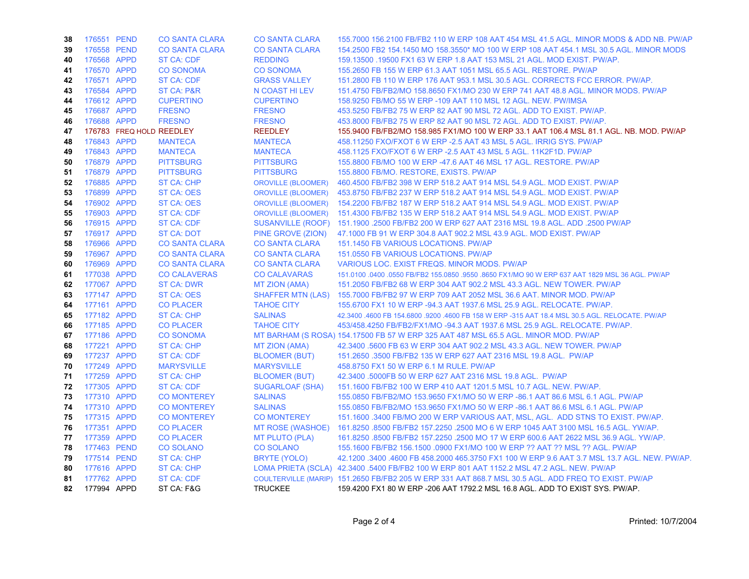| | | | | | |
|---|---|---|---|---|---|
| **38** | 176551 | PEND | CO SANTA CLARA | CO SANTA CLARA | 155.7000 156.2100 FB/FB2 110 W ERP 108 AAT 454 MSL 41.5 AGL. MINOR MODS & ADD NB. PW/AP |
| **39** | 176558 | PEND | CO SANTA CLARA | CO SANTA CLARA | 154.2500 FB2 154.1450 MO 158.3550* MO 100 W ERP 108 AAT 454.1 MSL 30.5 AGL. MINOR MODS |
| **40** | 176568 | APPD | ST CA: CDF | REDDING | 159.13500 .19500 FX1 63 W ERP 1.8 AAT 153 MSL 21 AGL. MOD EXIST. PW/AP. |
| **41** | 176570 | APPD | CO SONOMA | CO SONOMA | 155.2650 FB 155 W ERP 61.3 AAT 1051 MSL 65.5 AGL. RESTORE. PW/AP |
| **42** | 176571 | APPD | ST CA: CDF | GRASS VALLEY | 151.2800 FB 110 W ERP 176 AAT 953.1 MSL 30.5 AGL. CORRECTS FCC ERROR. PW/AP. |
| **43** | 176584 | APPD | ST CA: P&R | N COAST HI LEV | 151.4750 FB/FB2/MO 158.8650 FX1/MO 230 W ERP 741 AAT 48.8 AGL. MINOR MODS. PW/AP |
| **44** | 176612 | APPD | CUPERTINO | CUPERTINO | 158.9250 FB/MO 55 W ERP -109 AAT 110 MSL 12 AGL. NEW. PW/IMSA |
| **45** | 176687 | APPD | FRESNO | FRESNO | 453.5250 FB/FB2 75 W ERP 82 AAT 90 MSL 72 AGL. ADD TO EXIST. PW/AP. |
| **46** | 176688 | APPD | FRESNO | FRESNO | 453.8000 FB/FB2 75 W ERP 82 AAT 90 MSL 72 AGL. ADD TO EXIST. PW/AP. |
| **47** | 176783 | FREQ HOLD | REEDLEY | REEDLEY | 155.9400 FB/FB2/MO 158.985 FX1/MO 100 W ERP 33.1 AAT 106.4 MSL 81.1 AGL. NB. MOD. PW/AP |
| **48** | 176843 | APPD | MANTECA | MANTECA | 458.11250 FXO/FXOT 6 W ERP -2.5 AAT 43 MSL 5 AGL. IRRIG SYS. PW/AP |
| **49** | 176843 | APPD | MANTECA | MANTECA | 458.1125 FXO/FXOT 6 W ERP -2.5 AAT 43 MSL 5 AGL. 11K2F1D. PW/AP |
| **50** | 176879 | APPD | PITTSBURG | PITTSBURG | 155.8800 FB/MO 100 W ERP -47.6 AAT 46 MSL 17 AGL. RESTORE. PW/AP |
| **51** | 176879 | APPD | PITTSBURG | PITTSBURG | 155.8800 FB/MO. RESTORE, EXISTS. PW/AP |
| **52** | 176885 | APPD | ST CA: CHP | OROVILLE (BLOOMER) | 460.4500 FB/FB2 398 W ERP 518.2 AAT 914 MSL 54.9 AGL. MOD EXIST. PW/AP |
| **53** | 176899 | APPD | ST CA: OES | OROVILLE (BLOOMER) | 453.8750 FB/FB2 237 W ERP 518.2 AAT 914 MSL 54.9 AGL. MOD EXIST. PW/AP |
| **54** | 176902 | APPD | ST CA: OES | OROVILLE (BLOOMER) | 154.2200 FB/FB2 187 W ERP 518.2 AAT 914 MSL 54.9 AGL. MOD EXIST. PW/AP |
| **55** | 176903 | APPD | ST CA: CDF | OROVILLE (BLOOMER) | 151.4300 FB/FB2 135 W ERP 518.2 AAT 914 MSL 54.9 AGL. MOD EXIST. PW/AP |
| **56** | 176915 | APPD | ST CA: CDF | SUSANVILLE (ROOF) | 151.1900 .2500 FB/FB2 200 W ERP 627 AAT 2316 MSL 19.8 AGL. ADD .2500 PW/AP |
| **57** | 176917 | APPD | ST CA: DOT | PINE GROVE (ZION) | 47.1000 FB 91 W ERP 304.8 AAT 902.2 MSL 43.9 AGL. MOD EXIST. PW/AP |
| **58** | 176966 | APPD | CO SANTA CLARA | CO SANTA CLARA | 151.1450 FB VARIOUS LOCATIONS. PW/AP |
| **59** | 176967 | APPD | CO SANTA CLARA | CO SANTA CLARA | 151.0550 FB VARIOUS LOCATIONS. PW/AP |
| **60** | 176969 | APPD | CO SANTA CLARA | CO SANTA CLARA | VARIOUS LOC. EXIST FREQS. MINOR MODS. PW/AP |
| **61** | 177038 | APPD | CO CALAVERAS | CO CALAVARAS | 151.0100 .0400 .0550 FB/FB2 155.0850 .9550 .8650 FX1/MO 90 W ERP 637 AAT 1829 MSL 36 AGL. PW/AP |
| **62** | 177067 | APPD | ST CA: DWR | MT ZION (AMA) | 151.2050 FB/FB2 68 W ERP 304 AAT 902.2 MSL 43.3 AGL. NEW TOWER. PW/AP |
| **63** | 177147 | APPD | ST CA: OES | SHAFFER MTN (LAS) | 155.7000 FB/FB2 97 W ERP 709 AAT 2052 MSL 36.6 AAT. MINOR MOD. PW/AP |
| **64** | 177161 | APPD | CO PLACER | TAHOE CITY | 155.6700 FX1 10 W ERP -94.3 AAT 1937.6 MSL 25.9 AGL. RELOCATE. PW/AP. |
| **65** | 177182 | APPD | ST CA: CHP | SALINAS | 42.3400 .4600 FB 154.6800 .9200 .4600 FB 158 W ERP -315 AAT 18.4 MSL 30.5 AGL. RELOCATE. PW/AP |
| **66** | 177185 | APPD | CO PLACER | TAHOE CITY | 453/458.4250 FB/FB2/FX1/MO -94.3 AAT 1937.6 MSL 25.9 AGL. RELOCATE. PW/AP. |
| **67** | 177186 | APPD | CO SONOMA | MT BARHAM (S ROSA) | 154.17500 FB 57 W ERP 325 AAT 487 MSL 65.5 AGL. MINOR MOD. PW/AP |
| **68** | 177221 | APPD | ST CA: CHP | MT ZION (AMA) | 42.3400 .5600 FB 63 W ERP 304 AAT 902.2 MSL 43.3 AGL. NEW TOWER. PW/AP |
| **69** | 177237 | APPD | ST CA: CDF | BLOOMER (BUT) | 151.2650 .3500 FB/FB2 135 W ERP 627 AAT 2316 MSL 19.8 AGL. PW/AP |
| **70** | 177249 | APPD | MARYSVILLE | MARYSVILLE | 458.8750 FX1 50 W ERP 6.1 M RULE. PW/AP |
| **71** | 177259 | APPD | ST CA: CHP | BLOOMER (BUT) | 42.3400 .5000FB 50 W ERP 627 AAT 2316 MSL 19.8 AGL. PW/AP |
| **72** | 177305 | APPD | ST CA: CDF | SUGARLOAF (SHA) | 151.1600 FB/FB2 100 W ERP 410 AAT 1201.5 MSL 10.7 AGL. NEW. PW/AP. |
| **73** | 177310 | APPD | CO MONTEREY | SALINAS | 155.0850 FB/FB2/MO 153.9650 FX1/MO 50 W ERP -86.1 AAT 86.6 MSL 6.1 AGL. PW/AP |
| **74** | 177310 | APPD | CO MONTEREY | SALINAS | 155.0850 FB/FB2/MO 153.9650 FX1/MO 50 W ERP -86.1 AAT 86.6 MSL 6.1 AGL. PW/AP |
| **75** | 177315 | APPD | CO MONTEREY | CO MONTEREY | 151.1600 .3400 FB/MO 200 W ERP VARIOUS AAT, MSL, AGL. ADD STNS TO EXIST. PW/AP. |
| **76** | 177351 | APPD | CO PLACER | MT ROSE (WASHOE) | 161.8250 .8500 FB/FB2 157.2250 .2500 MO 6 W ERP 1045 AAT 3100 MSL 16.5 AGL. YW/AP. |
| **77** | 177359 | APPD | CO PLACER | MT PLUTO (PLA) | 161.8250 .8500 FB/FB2 157.2250 .2500 MO 17 W ERP 600.6 AAT 2622 MSL 36.9 AGL. YW/AP. |
| **78** | 177463 | PEND | CO SOLANO | CO SOLANO | 155.1600 FB/FB2 156.1500 .0900 FX1/MO 100 W ERP ?? AAT ?? MSL ?? AGL. PW/AP |
| **79** | 177514 | PEND | ST CA: CHP | BRYTE (YOLO) | 42.1200 .3400 .4600 FB 458.2000 465.3750 FX1 100 W ERP 9.6 AAT 3.7 MSL 13.7 AGL. NEW. PW/AP. |
| **80** | 177616 | APPD | ST CA: CHP | LOMA PRIETA (SCLA) | 42.3400 .5400 FB/FB2 100 W ERP 801 AAT 1152.2 MSL 47.2 AGL. NEW. PW/AP |
| **81** | 177762 | APPD | ST CA: CDF | COULTERVILLE (MARIP) | 151.2650 FB/FB2 205 W ERP 331 AAT 868.7 MSL 30.5 AGL. ADD FREQ TO EXIST. PW/AP |
| **82** | 177994 | APPD | ST CA: F&G | TRUCKEE | 159.4200 FX1 80 W ERP -206 AAT 1792.2 MSL 16.8 AGL. ADD TO EXIST SYS. PW/AP. |

Printed: 10/7/2004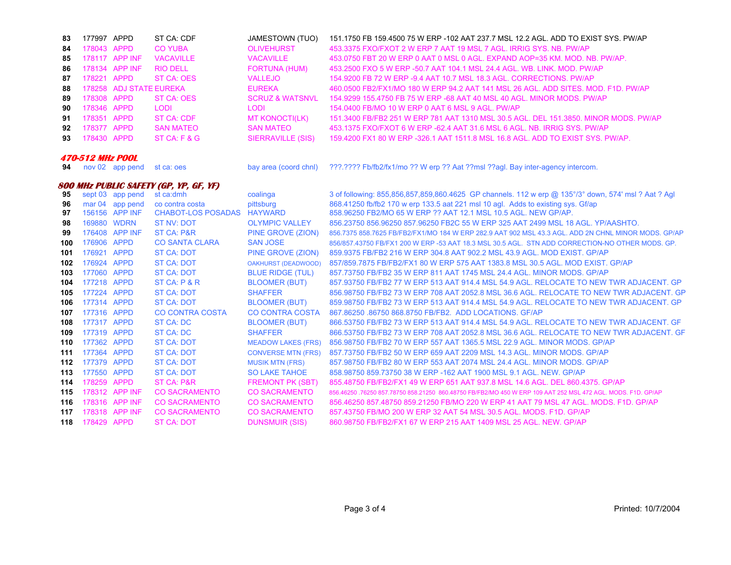| | | | | | |
|---|---|---|---|---|---|
| 83 | 177997 | APPD | ST CA: CDF | JAMESTOWN (TUO) | 151.1750 FB 159.4500 75 W ERP -102 AAT 237.7 MSL 12.2 AGL. ADD TO EXIST SYS. PW/AP |
| 84 | 178043 | APPD | CO YUBA | OLIVEHURST | 453.3375 FXO/FXOT 2 W ERP 7 AAT 19 MSL 7 AGL. IRRIG SYS. NB. PW/AP |
| 85 | 178117 | APP INF | VACAVILLE | VACAVILLE | 453.0750 FBT 20 W ERP 0 AAT 0 MSL 0 AGL. EXPAND AOP=35 KM. MOD. NB. PW/AP. |
| 86 | 178134 | APP INF | RIO DELL | FORTUNA (HUM) | 453.2500 FXO 5 W ERP -50.7 AAT 104.1 MSL 24.4 AGL. WB. LINK. MOD. PW/AP |
| 87 | 178221 | APPD | ST CA: OES | VALLEJO | 154.9200 FB 72 W ERP -9.4 AAT 10.7 MSL 18.3 AGL. CORRECTIONS. PW/AP |
| 88 | 178258 | ADJ STATE | EUREKA | EUREKA | 460.0500 FB2/FX1/MO 180 W ERP 94.2 AAT 141 MSL 26 AGL. ADD SITES. MOD. F1D. PW/AP |
| 89 | 178308 | APPD | ST CA: OES | SCRUZ & WATSNVL | 154.9299 155.4750 FB 75 W ERP -68 AAT 40 MSL 40 AGL. MINOR MODS. PW/AP |
| 90 | 178346 | APPD | LODI | LODI | 154.0400 FB/MO 10 W ERP 0 AAT 6 MSL 9 AGL. PW/AP |
| 91 | 178351 | APPD | ST CA: CDF | MT KONOCTI(LK) | 151.3400 FB/FB2 251 W ERP 781 AAT 1310 MSL 30.5 AGL. DEL 151.3850. MINOR MODS. PW/AP |
| 92 | 178377 | APPD | SAN MATEO | SAN MATEO | 453.1375 FXO/FXOT 6 W ERP -62.4 AAT 31.6 MSL 6 AGL. NB. IRRIG SYS. PW/AP |
| 93 | 178430 | APPD | ST CA: F & G | SIERRAVILLE (SIS) | 159.4200 FX1 80 W ERP -326.1 AAT 1511.8 MSL 16.8 AGL. ADD TO EXIST SYS. PW/AP. |
| ***470-512 MHz POOL*** | | | | | |
| 94 | nov 02 | app pend | st ca: oes | bay area (coord chnl) | ???.???? Fb/fb2/fx1/mo ?? W erp ?? Aat ??msl ??agl. Bay inter-agency intercom. |
| ***800 MHz PUBLIC SAFETY (GP, YP, GF, YF)*** | | | | | |
| 95 | sept 03 | app pend | st ca:dmh | coalinga | 3 of following: 855,856,857,859,860.4625 GP channels. 112 w erp @ 135°/3° down, 574' msl ? Aat ? Agl |
| 96 | mar 04 | app pend | co contra costa | pittsburg | 868.41250 fb/fb2 170 w erp 133.5 aat 221 msl 10 agl. Adds to existing sys. Gf/ap |
| 97 | 156156 | APP INF | CHABOT-LOS POSADAS | HAYWARD | 858.96250 FB2/MO 65 W ERP ?? AAT 12.1 MSL 10.5 AGL. NEW GP/AP. |
| 98 | 169880 | WDRN | ST NV: DOT | OLYMPIC VALLEY | 856.23750 856.96250 857.96250 FB2C 55 W ERP 325 AAT 2499 MSL 18 AGL. YP/AASHTO. |
| 99 | 176408 | APP INF | ST CA: P&R | PINE GROVE (ZION) | 856.7375 858.7625 FB/FB2/FX1/MO 184 W ERP 282.9 AAT 902 MSL 43.3 AGL. ADD 2N CHNL MINOR MODS. GP/AP |
| 100 | 176906 | APPD | CO SANTA CLARA | SAN JOSE | 856/857.43750 FB/FX1 200 W ERP -53 AAT 18.3 MSL 30.5 AGL. STN ADD CORRECTION-NO OTHER MODS. GP. |
| 101 | 176921 | APPD | ST CA: DOT | PINE GROVE (ZION) | 859.9375 FB/FB2 216 W ERP 304.8 AAT 902.2 MSL 43.9 AGL. MOD EXIST. GP/AP |
| 102 | 176924 | APPD | ST CA: DOT | OAKHURST (DEADWOOD) | 857/859.7875 FB/FB2/FX1 80 W ERP 575 AAT 1383.8 MSL 30.5 AGL. MOD EXIST. GP/AP |
| 103 | 177060 | APPD | ST CA: DOT | BLUE RIDGE (TUL) | 857.73750 FB/FB2 35 W ERP 811 AAT 1745 MSL 24.4 AGL. MINOR MODS. GP/AP |
| 104 | 177218 | APPD | ST CA: P & R | BLOOMER (BUT) | 857.93750 FB/FB2 77 W ERP 513 AAT 914.4 MSL 54.9 AGL. RELOCATE TO NEW TWR ADJACENT. GP |
| 105 | 177224 | APPD | ST CA: DOT | SHAFFER | 856.98750 FB/FB2 73 W ERP 708 AAT 2052.8 MSL 36.6 AGL. RELOCATE TO NEW TWR ADJACENT. GP |
| 106 | 177314 | APPD | ST CA: DOT | BLOOMER (BUT) | 859.98750 FB/FB2 73 W ERP 513 AAT 914.4 MSL 54.9 AGL. RELOCATE TO NEW TWR ADJACENT. GP |
| 107 | 177316 | APPD | CO CONTRA COSTA | CO CONTRA COSTA | 867.86250 .86750 868.8750 FB/FB2. ADD LOCATIONS. GF/AP |
| 108 | 177317 | APPD | ST CA: DC | BLOOMER (BUT) | 866.53750 FB/FB2 73 W ERP 513 AAT 914.4 MSL 54.9 AGL. RELOCATE TO NEW TWR ADJACENT. GF |
| 109 | 177319 | APPD | ST CA: DC | SHAFFER | 866.53750 FB/FB2 73 W ERP 708 AAT 2052.8 MSL 36.6 AGL. RELOCATE TO NEW TWR ADJACENT. GF |
| 110 | 177362 | APPD | ST CA: DOT | MEADOW LAKES (FRS) | 856.98750 FB/FB2 70 W ERP 557 AAT 1365.5 MSL 22.9 AGL. MINOR MODS. GP/AP |
| 111 | 177364 | APPD | ST CA: DOT | CONVERSE MTN (FRS) | 857.73750 FB/FB2 50 W ERP 659 AAT 2209 MSL 14.3 AGL. MINOR MODS. GP/AP |
| 112 | 177379 | APPD | ST CA: DOT | MUSIK MTN (FRS) | 857.98750 FB/FB2 80 W ERP 553 AAT 2074 MSL 24.4 AGL. MINOR MODS. GP/AP |
| 113 | 177550 | APPD | ST CA: DOT | SO LAKE TAHOE | 858.98750 859.73750 38 W ERP -162 AAT 1900 MSL 9.1 AGL. NEW. GP/AP |
| 114 | 178259 | APPD | ST CA: P&R | FREMONT PK (SBT) | 855.48750 FB/FB2/FX1 49 W ERP 651 AAT 937.8 MSL 14.6 AGL. DEL 860.4375. GP/AP |
| 115 | 178312 | APP INF | CO SACRAMENTO | CO SACRAMENTO | 856.46250 .76250 857.78750 858.21250 860.48750 FB/FB2/MO 450 W ERP 109 AAT 252 MSL 472 AGL. MODS. F1D. GP/AP |
| 116 | 178316 | APP INF | CO SACRAMENTO | CO SACRAMENTO | 856.46250 857.48750 859.21250 FB/MO 220 W ERP 41 AAT 79 MSL 47 AGL. MODS. F1D. GP/AP |
| 117 | 178318 | APP INF | CO SACRAMENTO | CO SACRAMENTO | 857.43750 FB/MO 200 W ERP 32 AAT 54 MSL 30.5 AGL. MODS. F1D. GP/AP |
| 118 | 178429 | APPD | ST CA: DOT | DUNSMUIR (SIS) | 860.98750 FB/FB2/FX1 67 W ERP 215 AAT 1409 MSL 25 AGL. NEW. GP/AP |

Printed: 10/7/2004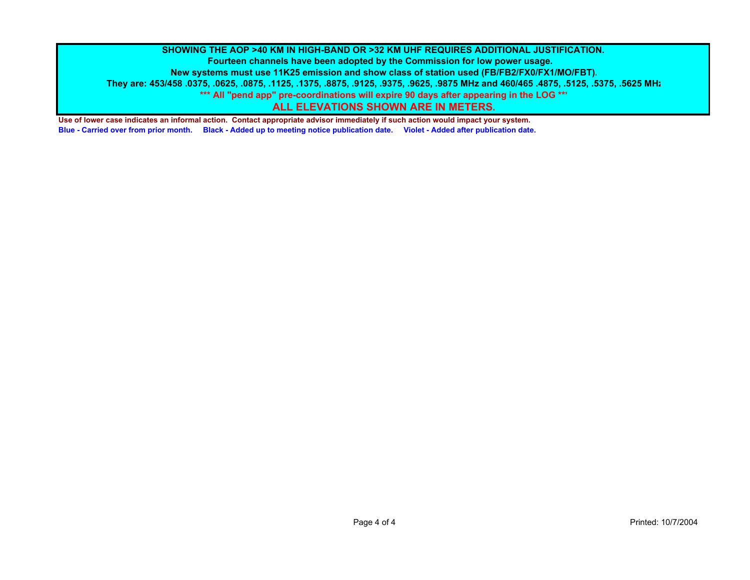**SHOWING THE AOP >40 KM IN HIGH-BAND OR >32 KM UHF REQUIRES ADDITIONAL JUSTIFICATION.**

**Fourteen channels have been adopted by the Commission for low power usage.**

**New systems must use 11K25 emission and show class of station used (FB/FB2/FX0/FX1/MO/FBT).**

**They are: 453/458 .0375, .0625, .0875, .1125, .1375, .8875, .9125, .9375, .9625, .9875 MHz and 460/465 .4875, .5125, .5375, .5625 MHz**

**\*\*\* All "pend app" pre-coordinations will expire 90 days after appearing in the LOG \*\*\***

**ALL ELEVATIONS SHOWN ARE IN METERS.**

**Use of lower case indicates an informal action. Contact appropriate advisor immediately if such action would impact your system.**

**Blue - Carried over from prior month. Black - Added up to meeting notice publication date. Violet - Added after publication date.**

Printed: 10/7/2004